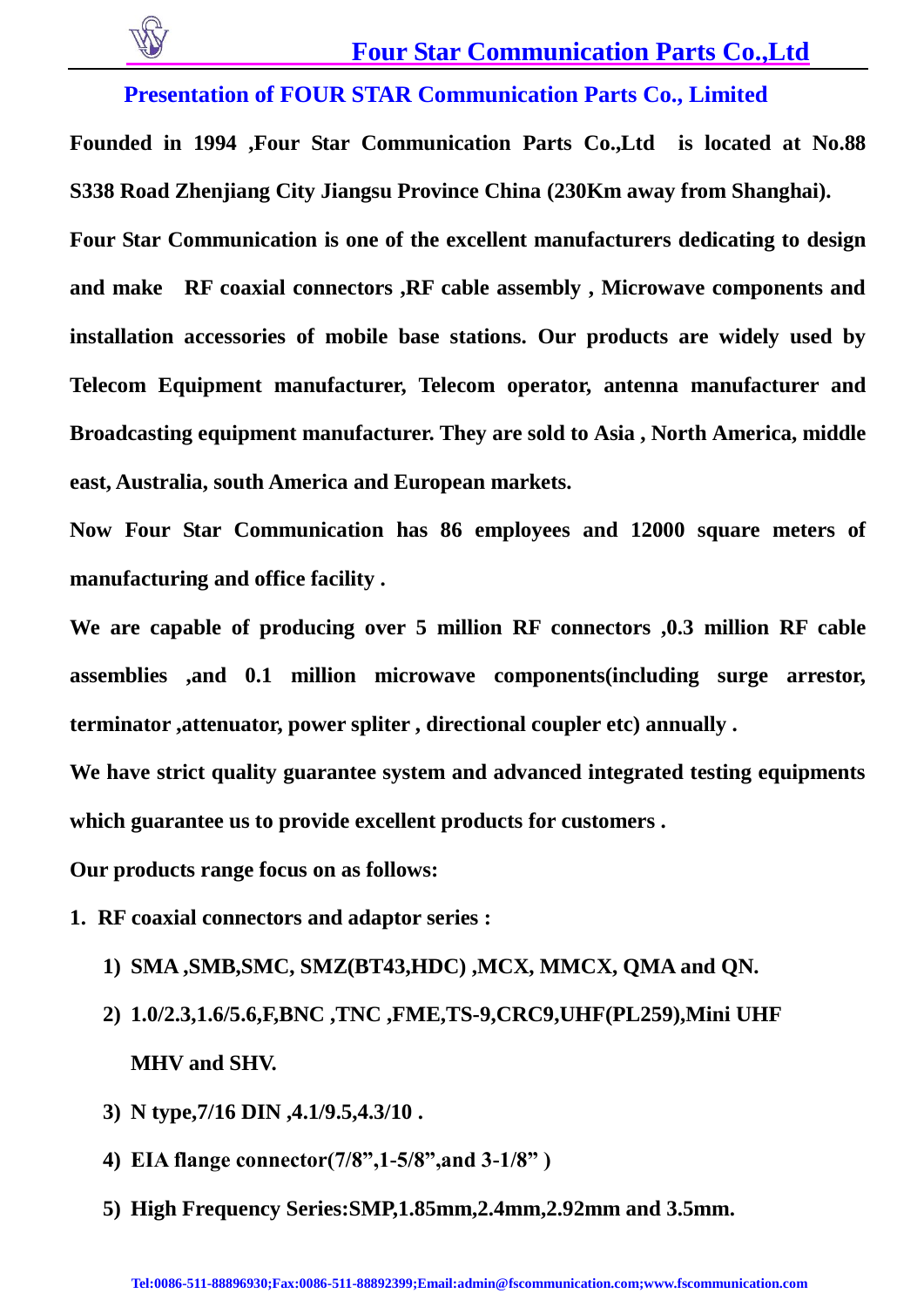## Presentation of FOUR STAR Communication Parts Co., Limited

**Founded in 1994 ,Four Star Communication Parts Co.,Ltd is located at No.88 S338 Road Zhenjiang City Jiangsu Province China (230Km away from Shanghai).**

**Four Star Communication is one of the excellent manufacturers dedicating to design and make RF coaxial connectors ,RF cable assembly , Microwave components and installation accessories of mobile base stations. Our products are widely used by Telecom Equipment manufacturer, Telecom operator, antenna manufacturer and Broadcasting equipment manufacturer. They are sold to Asia , North America, middle east, Australia, south America and European markets.**

**Now Four Star Communication has 86 employees and 12000 square meters of manufacturing and office facility .**

**We are capable of producing over 5 million RF connectors ,0.3 million RF cable assemblies ,and 0.1 million microwave components(including surge arrestor, terminator ,attenuator, power spliter , directional coupler etc) annually .**

**We have strict quality guarantee system and advanced integrated testing equipments which guarantee us to provide excellent products for customers .**

**Our products range focus on as follows:**

1. **RF coaxial connectors and adaptor series :**
   1) **SMA ,SMB,SMC, SMZ(BT43,HDC) ,MCX, MMCX, QMA and QN.**
   2) **1.0/2.3,1.6/5.6,F,BNC ,TNC ,FME,TS-9,CRC9,UHF(PL259),Mini UHF MHV and SHV.**
   3) **N type,7/16 DIN ,4.1/9.5,4.3/10 .**
   4) **EIA flange connector(7/8”,1-5/8”,and 3-1/8” )**
   5) **High Frequency Series:SMP,1.85mm,2.4mm,2.92mm and 3.5mm.**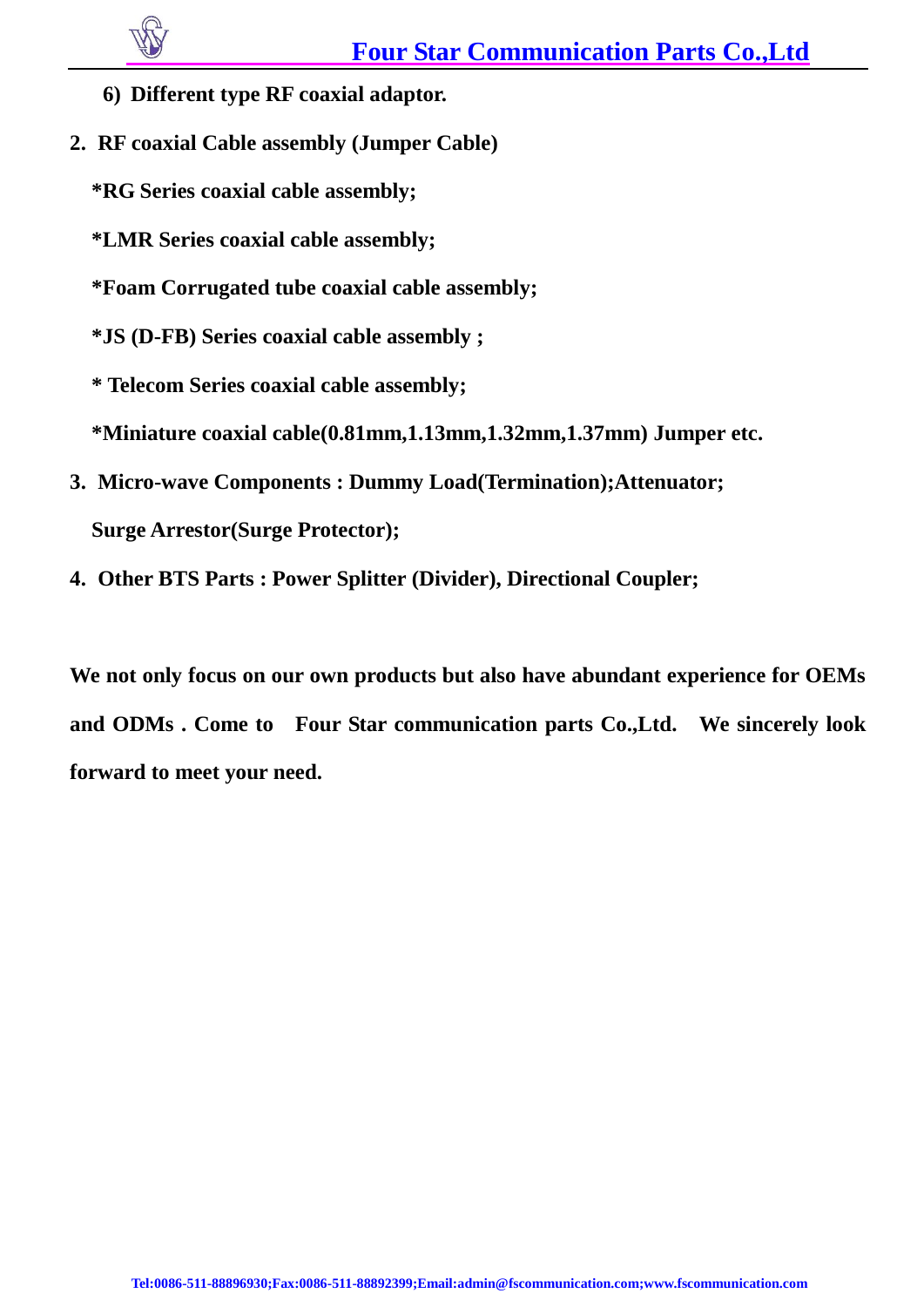**6) Different type RF coaxial adaptor.**

**2. RF coaxial Cable assembly (Jumper Cable)**

**\*RG Series coaxial cable assembly;**

**\*LMR Series coaxial cable assembly;**

**\*Foam Corrugated tube coaxial cable assembly;**

**\*JS (D-FB) Series coaxial cable assembly ;**

**\* Telecom Series coaxial cable assembly;**

**\*Miniature coaxial cable(0.81mm,1.13mm,1.32mm,1.37mm) Jumper etc.**

**3. Micro-wave Components : Dummy Load(Termination);Attenuator; Surge Arrestor(Surge Protector);**

**4. Other BTS Parts : Power Splitter (Divider), Directional Coupler;**

**We not only focus on our own products but also have abundant experience for OEMs and ODMs . Come to Four Star communication parts Co.,Ltd. We sincerely look forward to meet your need.**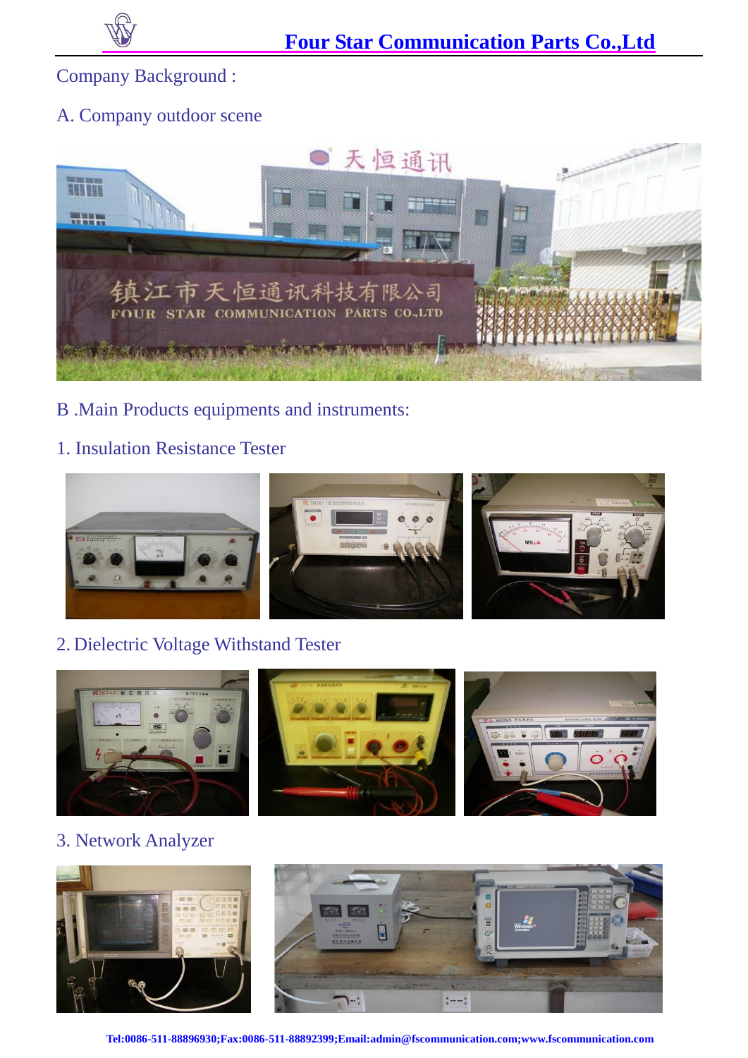Company Background :

A. Company outdoor scene

B .Main Products equipments and instruments:

1. Insulation Resistance Tester

2. Dielectric Voltage Withstand Tester

3. Network Analyzer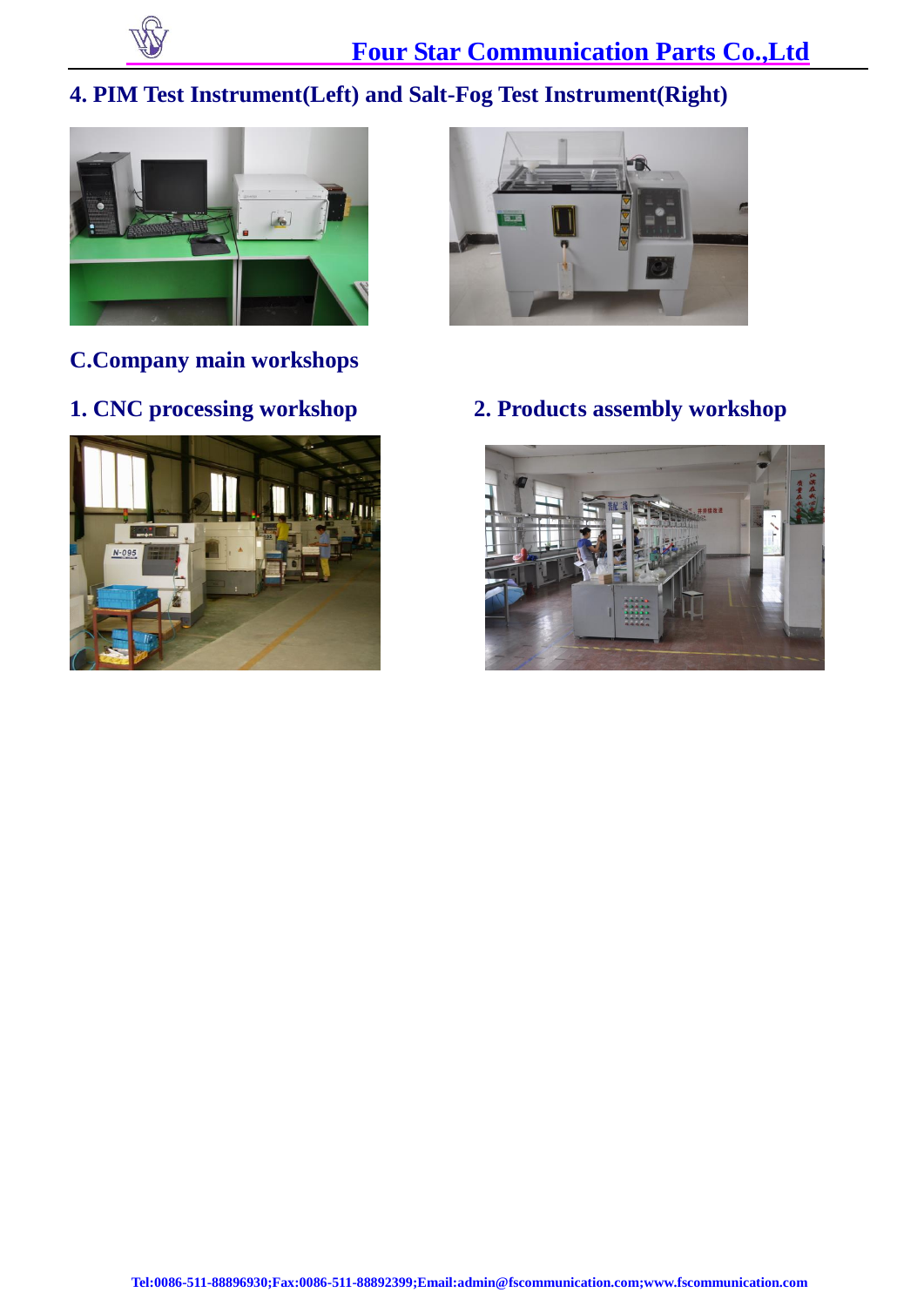## 4. PIM Test Instrument(Left) and Salt-Fog Test Instrument(Right)

## C.Company main workshops

### 1. CNC processing workshop

### 2. Products assembly workshop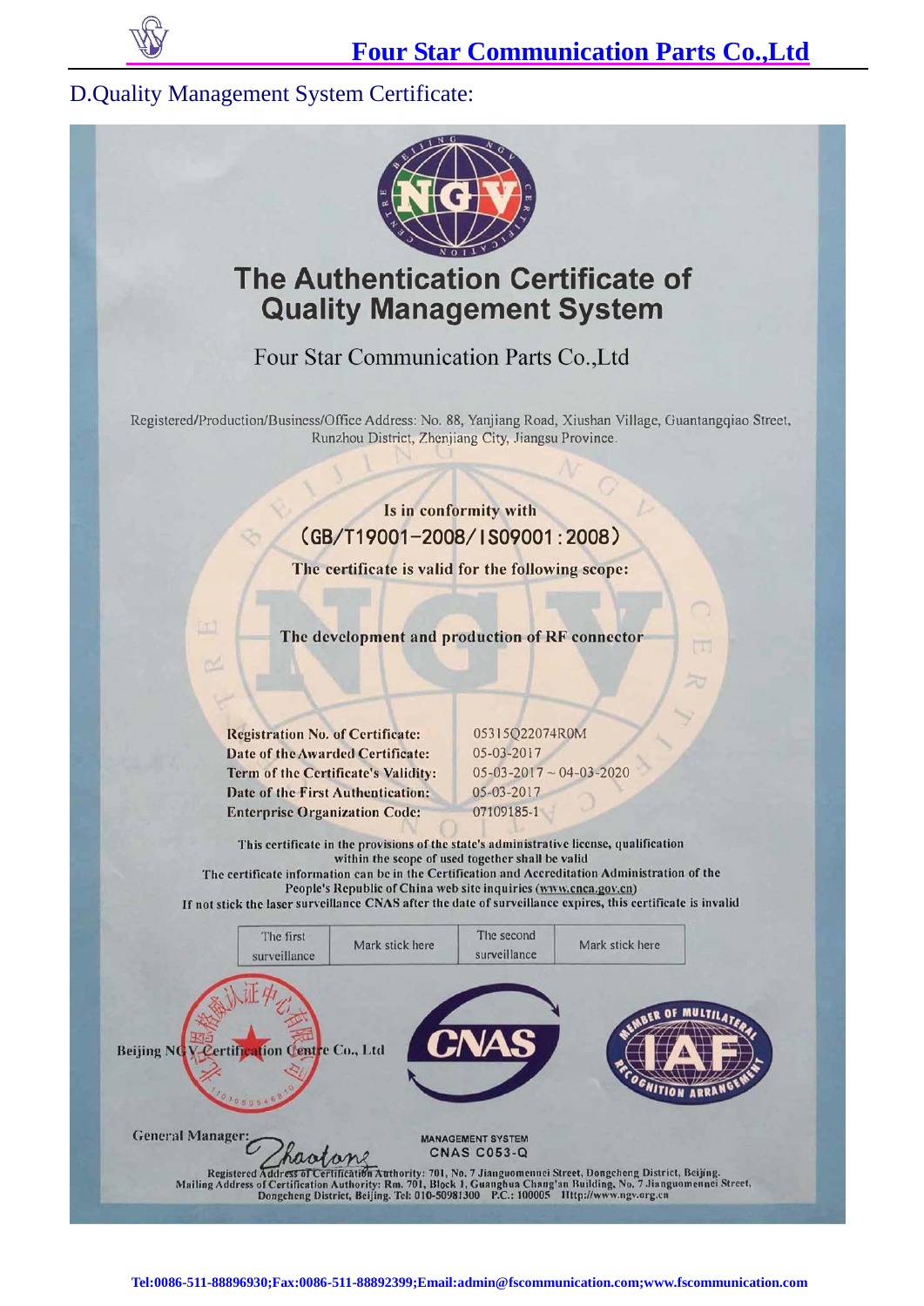## D.Quality Management System Certificate:

# The Authentication Certificate of Quality Management System

Four Star Communication Parts Co.,Ltd

Registered/Production/Business/Office Address: No. 88, Yanjiang Road, Xiushan Village, Guantangqiao Street, Runzhou District, Zhenjiang City, Jiangsu Province.

**Is in conformity with**

**(GB/T19001-2008/ISO9001:2008)**

**The certificate is valid for the following scope:**

**The development and production of RF connector**

| | |
|---|---|
| **Registration No. of Certificate:** | 05315Q22074R0M |
| **Date of the Awarded Certificate:** | 05-03-2017 |
| **Term of the Certificate's Validity:** | 05-03-2017 ~ 04-03-2020 |
| **Date of the First Authentication:** | 05-03-2017 |
| **Enterprise Organization Code:** | 07109185-1 |

This certificate in the provisions of the state's administrative license, qualification within the scope of used together shall be valid
The certificate information can be in the Certification and Accreditation Administration of the People's Republic of China web site inquiries (www.cnca.gov.cn)
If not stick the laser surveillance CNAS after the date of surveillance expires, this certificate is invalid

| The first surveillance | Mark stick here | The second surveillance | Mark stick here |
|---|---|---|---|

Beijing NGV Certification Centre Co., Ltd

General Manager: Zhaotong

MANAGEMENT SYSTEM
CNAS C053-Q

Registered Address of Certification Authority: 701, No. 7 Jianguomennei Street, Dongcheng District, Beijing.
Mailing Address of Certification Authority: Rm. 701, Block 1, Guanghua Chang'an Building, No. 7 Jianguomennei Street, Dongcheng District, Beijing. Tel: 010-50981300 P.C.: 100005 Http://www.ngv.org.cn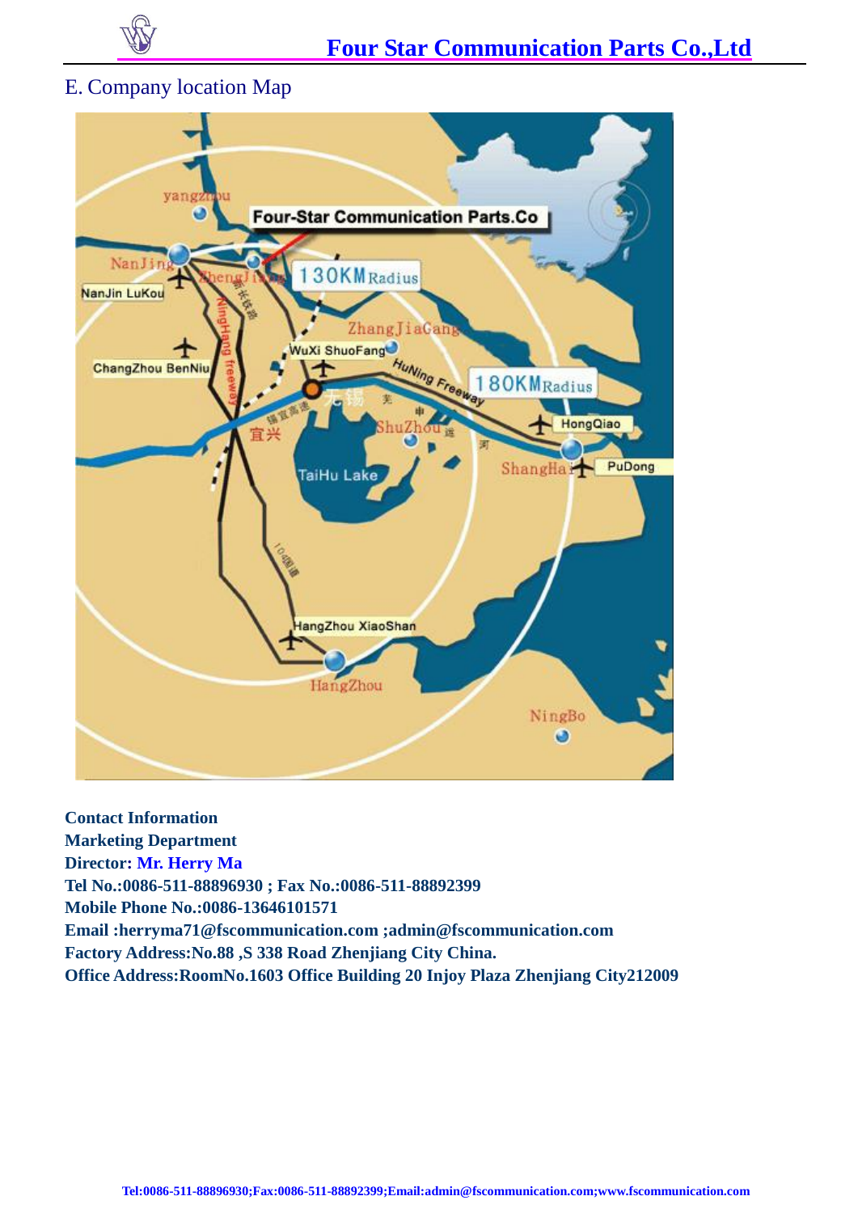## E. Company location Map

**Contact Information**
**Marketing Department**
**Director: Mr. Herry Ma**
**Tel No.:0086-511-88896930 ; Fax No.:0086-511-88892399**
**Mobile Phone No.:0086-13646101571**
**Email :herryma71@fscommunication.com ;admin@fscommunication.com**
**Factory Address:No.88 ,S 338 Road Zhenjiang City China.**
**Office Address:RoomNo.1603 Office Building 20 Injoy Plaza Zhenjiang City212009**